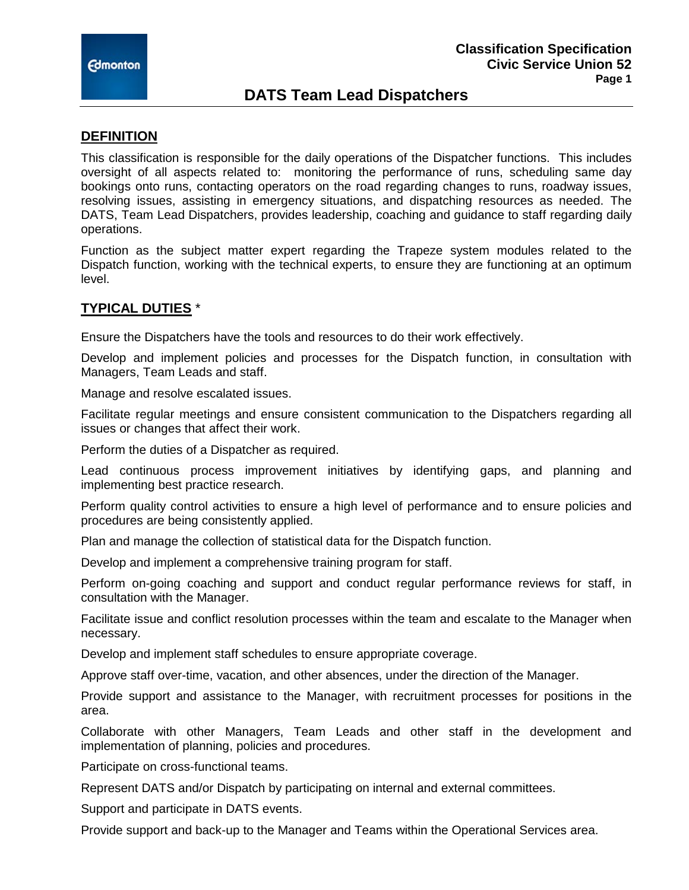**Classification Specification**
**Civic Service Union 52**

# DATS Team Lead Dispatchers

## DEFINITION

This classification is responsible for the daily operations of the Dispatcher functions. This includes oversight of all aspects related to: monitoring the performance of runs, scheduling same day bookings onto runs, contacting operators on the road regarding changes to runs, roadway issues, resolving issues, assisting in emergency situations, and dispatching resources as needed. The DATS, Team Lead Dispatchers, provides leadership, coaching and guidance to staff regarding daily operations.

Function as the subject matter expert regarding the Trapeze system modules related to the Dispatch function, working with the technical experts, to ensure they are functioning at an optimum level.

## TYPICAL DUTIES *

Ensure the Dispatchers have the tools and resources to do their work effectively.

Develop and implement policies and processes for the Dispatch function, in consultation with Managers, Team Leads and staff.

Manage and resolve escalated issues.

Facilitate regular meetings and ensure consistent communication to the Dispatchers regarding all issues or changes that affect their work.

Perform the duties of a Dispatcher as required.

Lead continuous process improvement initiatives by identifying gaps, and planning and implementing best practice research.

Perform quality control activities to ensure a high level of performance and to ensure policies and procedures are being consistently applied.

Plan and manage the collection of statistical data for the Dispatch function.

Develop and implement a comprehensive training program for staff.

Perform on-going coaching and support and conduct regular performance reviews for staff, in consultation with the Manager.

Facilitate issue and conflict resolution processes within the team and escalate to the Manager when necessary.

Develop and implement staff schedules to ensure appropriate coverage.

Approve staff over-time, vacation, and other absences, under the direction of the Manager.

Provide support and assistance to the Manager, with recruitment processes for positions in the area.

Collaborate with other Managers, Team Leads and other staff in the development and implementation of planning, policies and procedures.

Participate on cross-functional teams.

Represent DATS and/or Dispatch by participating on internal and external committees.

Support and participate in DATS events.

Provide support and back-up to the Manager and Teams within the Operational Services area.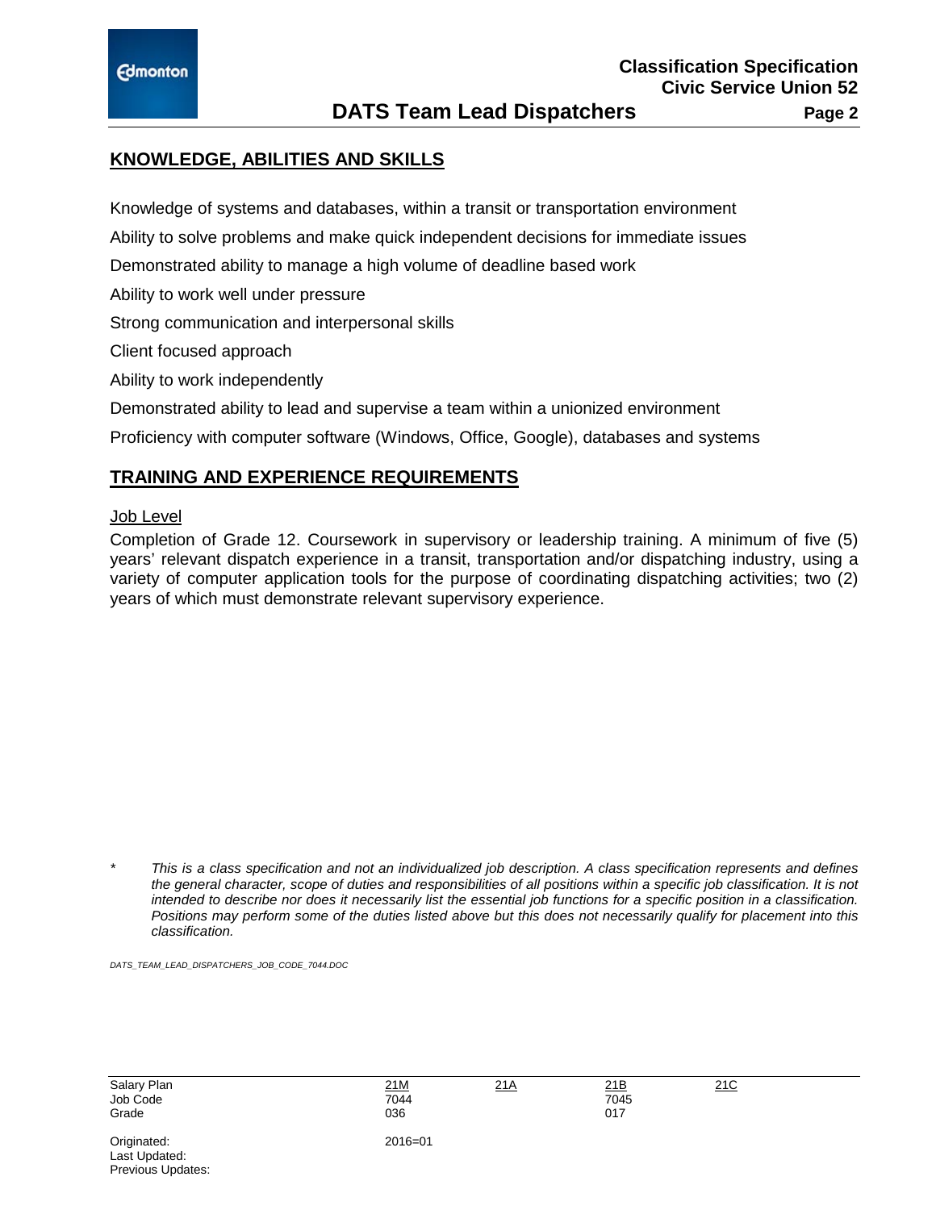## KNOWLEDGE, ABILITIES AND SKILLS

Knowledge of systems and databases, within a transit or transportation environment

Ability to solve problems and make quick independent decisions for immediate issues

Demonstrated ability to manage a high volume of deadline based work

Ability to work well under pressure

Strong communication and interpersonal skills

Client focused approach

Ability to work independently

Demonstrated ability to lead and supervise a team within a unionized environment

Proficiency with computer software (Windows, Office, Google), databases and systems

## TRAINING AND EXPERIENCE REQUIREMENTS

Job Level

Completion of Grade 12. Coursework in supervisory or leadership training. A minimum of five (5) years' relevant dispatch experience in a transit, transportation and/or dispatching industry, using a variety of computer application tools for the purpose of coordinating dispatching activities; two (2) years of which must demonstrate relevant supervisory experience.

\* *This is a class specification and not an individualized job description. A class specification represents and defines the general character, scope of duties and responsibilities of all positions within a specific job classification. It is not intended to describe nor does it necessarily list the essential job functions for a specific position in a classification. Positions may perform some of the duties listed above but this does not necessarily qualify for placement into this classification.*

*DATS_TEAM_LEAD_DISPATCHERS_JOB_CODE_7044.DOC*

| | | | | |
|---|---|---|---|---|
| Salary Plan | 21M | 21A | 21B | 21C |
| Job Code | 7044 | | 7045 | |
| Grade | 036 | | 017 | |

Originated: 2016=01
Last Updated:
Previous Updates: